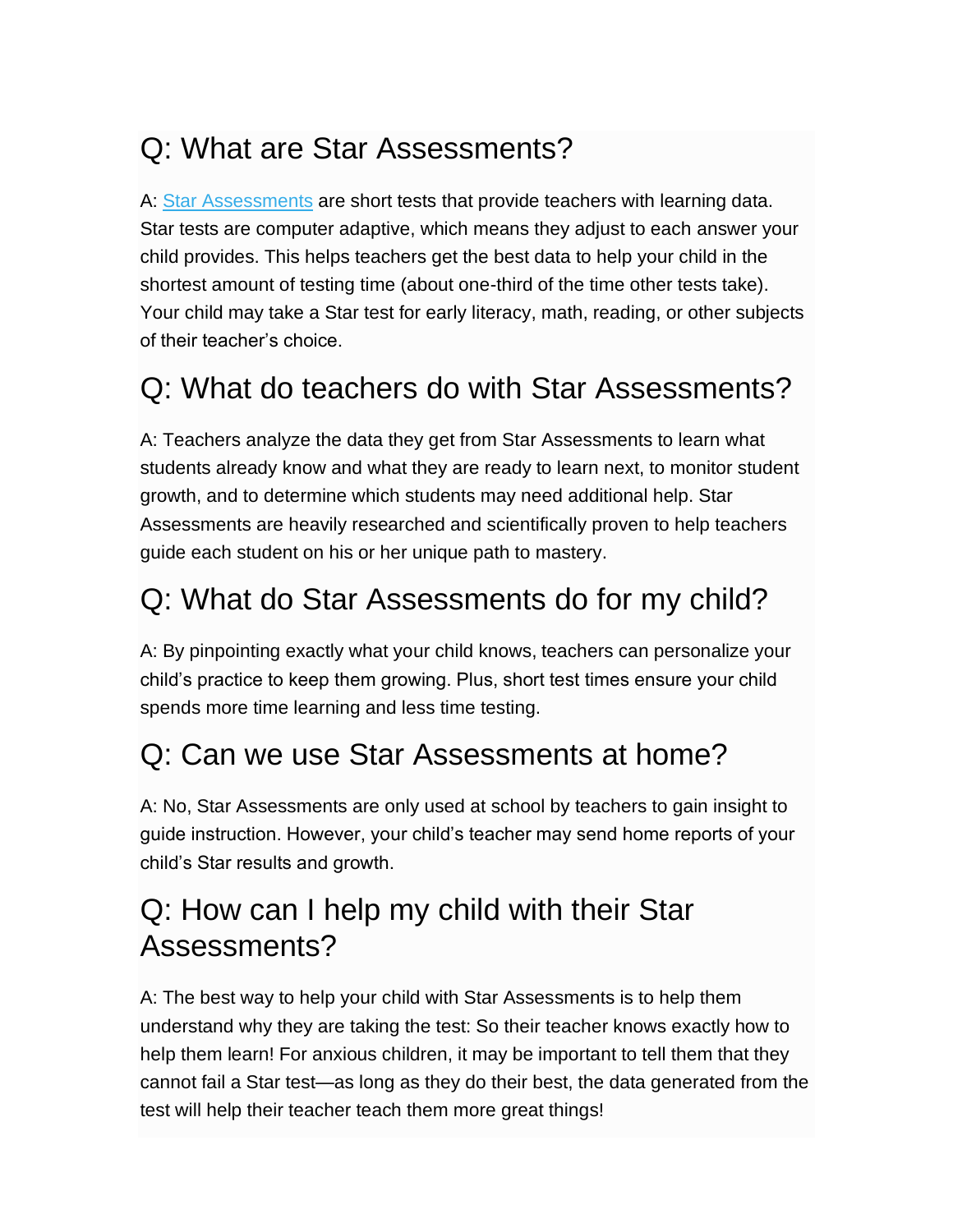## Q: What are Star Assessments?

A: [Star Assessments] are short tests that provide teachers with learning data. Star tests are computer adaptive, which means they adjust to each answer your child provides. This helps teachers get the best data to help your child in the shortest amount of testing time (about one-third of the time other tests take). Your child may take a Star test for early literacy, math, reading, or other subjects of their teacher's choice.

## Q: What do teachers do with Star Assessments?

A: Teachers analyze the data they get from Star Assessments to learn what students already know and what they are ready to learn next, to monitor student growth, and to determine which students may need additional help. Star Assessments are heavily researched and scientifically proven to help teachers guide each student on his or her unique path to mastery.

## Q: What do Star Assessments do for my child?

A: By pinpointing exactly what your child knows, teachers can personalize your child's practice to keep them growing. Plus, short test times ensure your child spends more time learning and less time testing.

## Q: Can we use Star Assessments at home?

A: No, Star Assessments are only used at school by teachers to gain insight to guide instruction. However, your child's teacher may send home reports of your child's Star results and growth.

## Q: How can I help my child with their Star Assessments?

A: The best way to help your child with Star Assessments is to help them understand why they are taking the test: So their teacher knows exactly how to help them learn! For anxious children, it may be important to tell them that they cannot fail a Star test—as long as they do their best, the data generated from the test will help their teacher teach them more great things!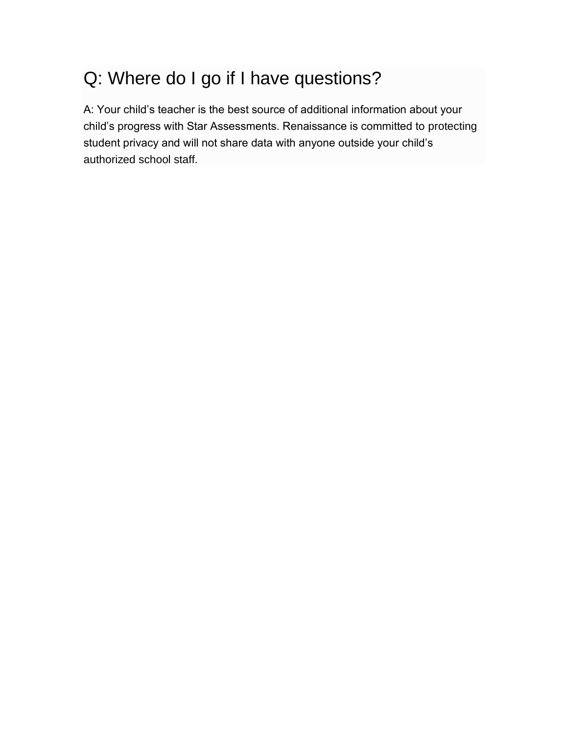## Q: Where do I go if I have questions?

A: Your child’s teacher is the best source of additional information about your child’s progress with Star Assessments. Renaissance is committed to protecting student privacy and will not share data with anyone outside your child’s authorized school staff.